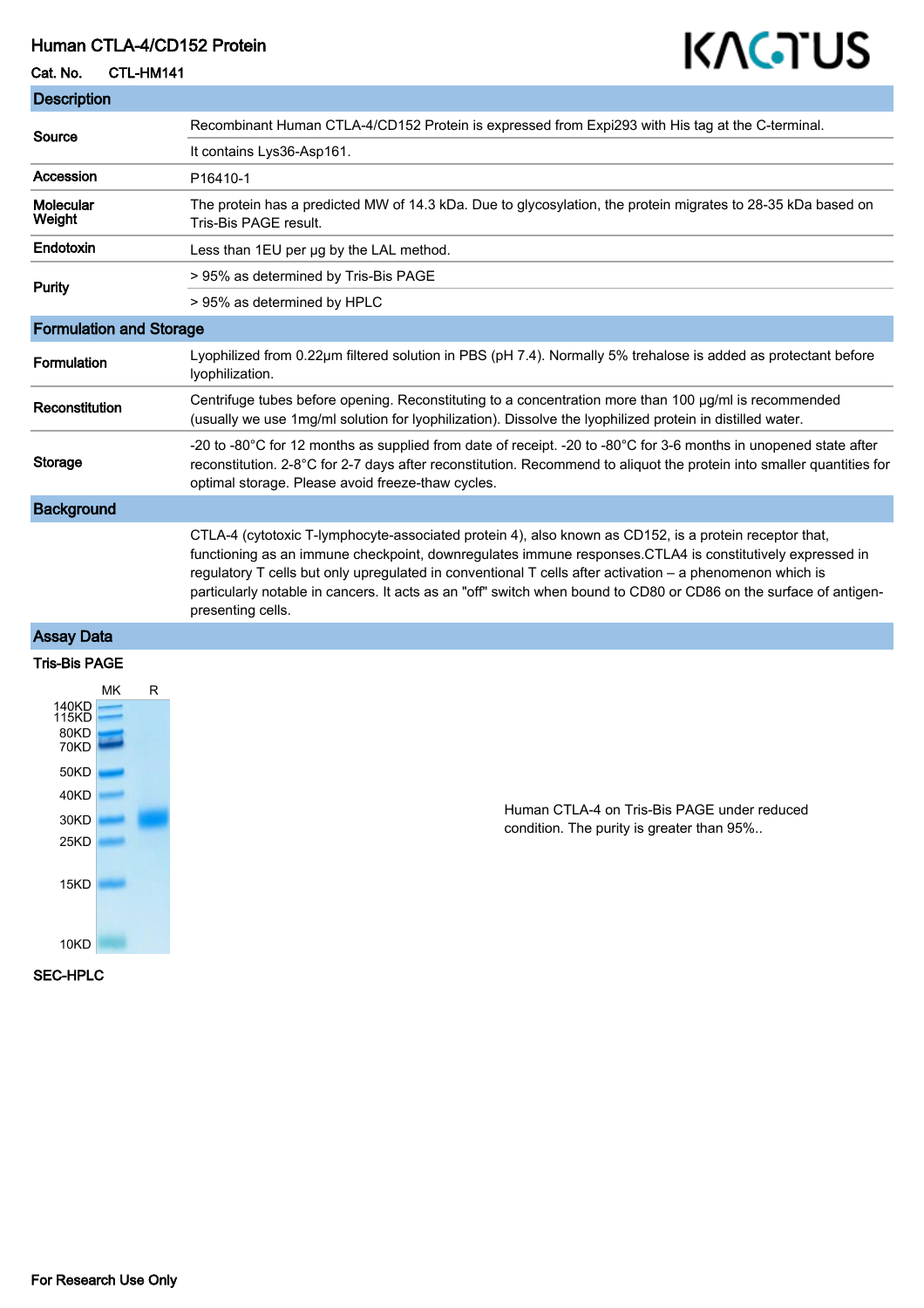# Human CTLA-4/CD152 Protein

**Cat. No.** CTL-HM141

KACTUS

## Description

| | |
|---|---|
| **Source** | Recombinant Human CTLA-4/CD152 Protein is expressed from Expi293 with His tag at the C-terminal. |
| | It contains Lys36-Asp161. |
| **Accession** | P16410-1 |
| **Molecular Weight** | The protein has a predicted MW of 14.3 kDa. Due to glycosylation, the protein migrates to 28-35 kDa based on Tris-Bis PAGE result. |
| **Endotoxin** | Less than 1EU per μg by the LAL method. |
| **Purity** | > 95% as determined by Tris-Bis PAGE |
| | > 95% as determined by HPLC |

## Formulation and Storage

| | |
|---|---|
| **Formulation** | Lyophilized from 0.22μm filtered solution in PBS (pH 7.4). Normally 5% trehalose is added as protectant before lyophilization. |
| **Reconstitution** | Centrifuge tubes before opening. Reconstituting to a concentration more than 100 μg/ml is recommended (usually we use 1mg/ml solution for lyophilization). Dissolve the lyophilized protein in distilled water. |
| **Storage** | -20 to -80°C for 12 months as supplied from date of receipt. -20 to -80°C for 3-6 months in unopened state after reconstitution. 2-8°C for 2-7 days after reconstitution. Recommend to aliquot the protein into smaller quantities for optimal storage. Please avoid freeze-thaw cycles. |

## Background

CTLA-4 (cytotoxic T-lymphocyte-associated protein 4), also known as CD152, is a protein receptor that, functioning as an immune checkpoint, downregulates immune responses.CTLA4 is constitutively expressed in regulatory T cells but only upregulated in conventional T cells after activation – a phenomenon which is particularly notable in cancers. It acts as an "off" switch when bound to CD80 or CD86 on the surface of antigen-presenting cells.

## Assay Data

### Tris-Bis PAGE

MK R

140KD, 115KD, 80KD, 70KD, 50KD, 40KD, 30KD, 25KD, 15KD, 10KD

Human CTLA-4 on Tris-Bis PAGE under reduced condition. The purity is greater than 95%..

### SEC-HPLC

For Research Use Only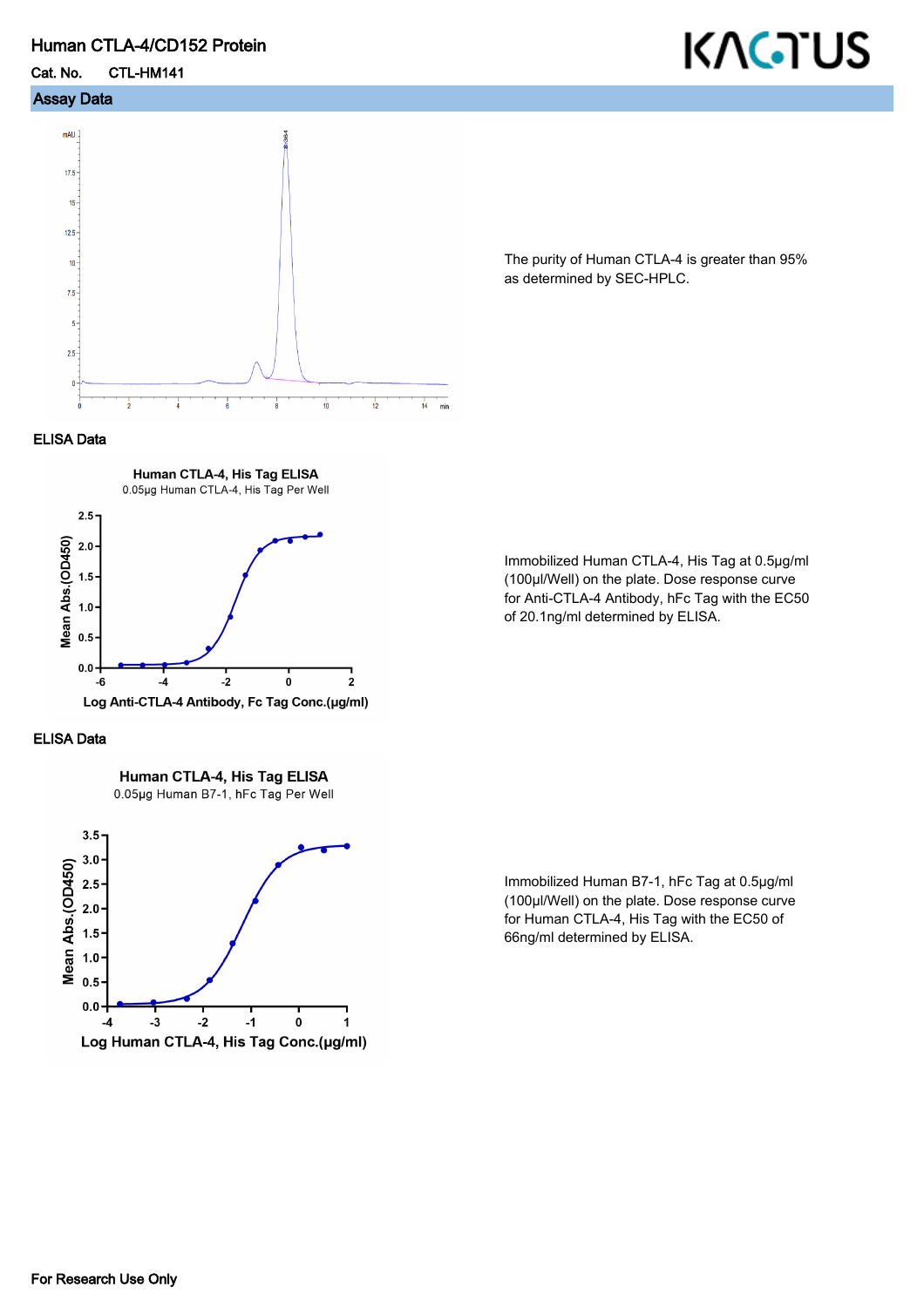# Human CTLA-4/CD152 Protein

Cat. No. CTL-HM141

## Assay Data

mAU

17.5

15

12.5

10

7.5

5

2.5

0

0 2 4 6 8 10 12 14 min

8.364

The purity of Human CTLA-4 is greater than 95% as determined by SEC-HPLC.

## ELISA Data

**Human CTLA-4, His Tag ELISA**

0.05μg Human CTLA-4, His Tag Per Well

Mean Abs.(OD450)

2.5

2.0

1.5

1.0

0.5

0.0

-6 -4 -2 0 2

Log Anti-CTLA-4 Antibody, Fc Tag Conc.(μg/ml)

Immobilized Human CTLA-4, His Tag at 0.5μg/ml (100μl/Well) on the plate. Dose response curve for Anti-CTLA-4 Antibody, hFc Tag with the EC50 of 20.1ng/ml determined by ELISA.

## ELISA Data

**Human CTLA-4, His Tag ELISA**

0.05μg Human B7-1, hFc Tag Per Well

Mean Abs.(OD450)

3.5

3.0

2.5

2.0

1.5

1.0

0.5

0.0

-4 -3 -2 -1 0 1

Log Human CTLA-4, His Tag Conc.(μg/ml)

Immobilized Human B7-1, hFc Tag at 0.5μg/ml (100μl/Well) on the plate. Dose response curve for Human CTLA-4, His Tag with the EC50 of 66ng/ml determined by ELISA.

For Research Use Only